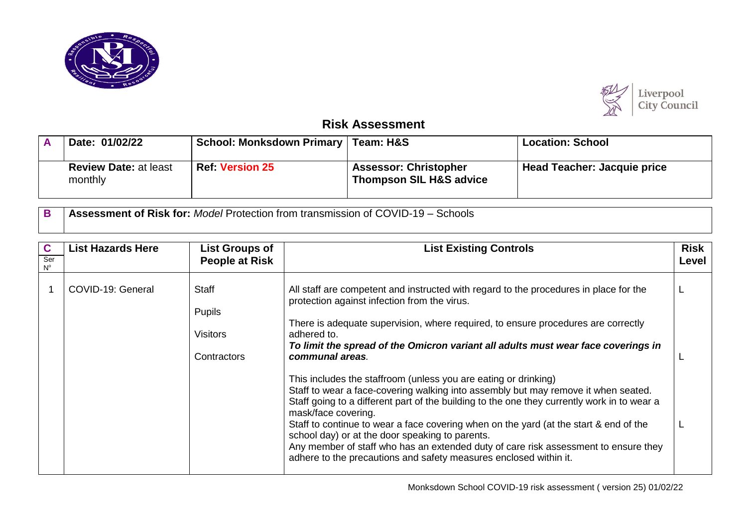# Risk Assessment

| A | Date: 01/02/22 | School: Monksdown Primary | Team: H&S | Location: School |
|---|---|---|---|---|
| | **Review Date:** at least monthly | **Ref: Version 25** | **Assessor: Christopher Thompson SIL H&S advice** | **Head Teacher: Jacquie price** |

| B | Assessment of Risk for: *Model* Protection from transmission of COVID-19 – Schools |
|---|---|

| C Ser Nº | List Hazards Here | List Groups of People at Risk | List Existing Controls | Risk Level |
|---|---|---|---|---|
| 1 | COVID-19: General | Staff<br><br>Pupils<br><br>Visitors<br><br>Contractors | All staff are competent and instructed with regard to the procedures in place for the protection against infection from the virus.<br><br>There is adequate supervision, where required, to ensure procedures are correctly adhered to.<br>***To limit the spread of the Omicron variant all adults must wear face coverings in communal areas.***<br><br>This includes the staffroom (unless you are eating or drinking)<br>Staff to wear a face-covering walking into assembly but may remove it when seated.<br>Staff going to a different part of the building to the one they currently work in to wear a mask/face covering.<br>Staff to continue to wear a face covering when on the yard (at the start & end of the school day) or at the door speaking to parents.<br>Any member of staff who has an extended duty of care risk assessment to ensure they adhere to the precautions and safety measures enclosed within it. | L<br><br>L<br><br>L |

Monksdown School COVID-19 risk assessment ( version 25) 01/02/22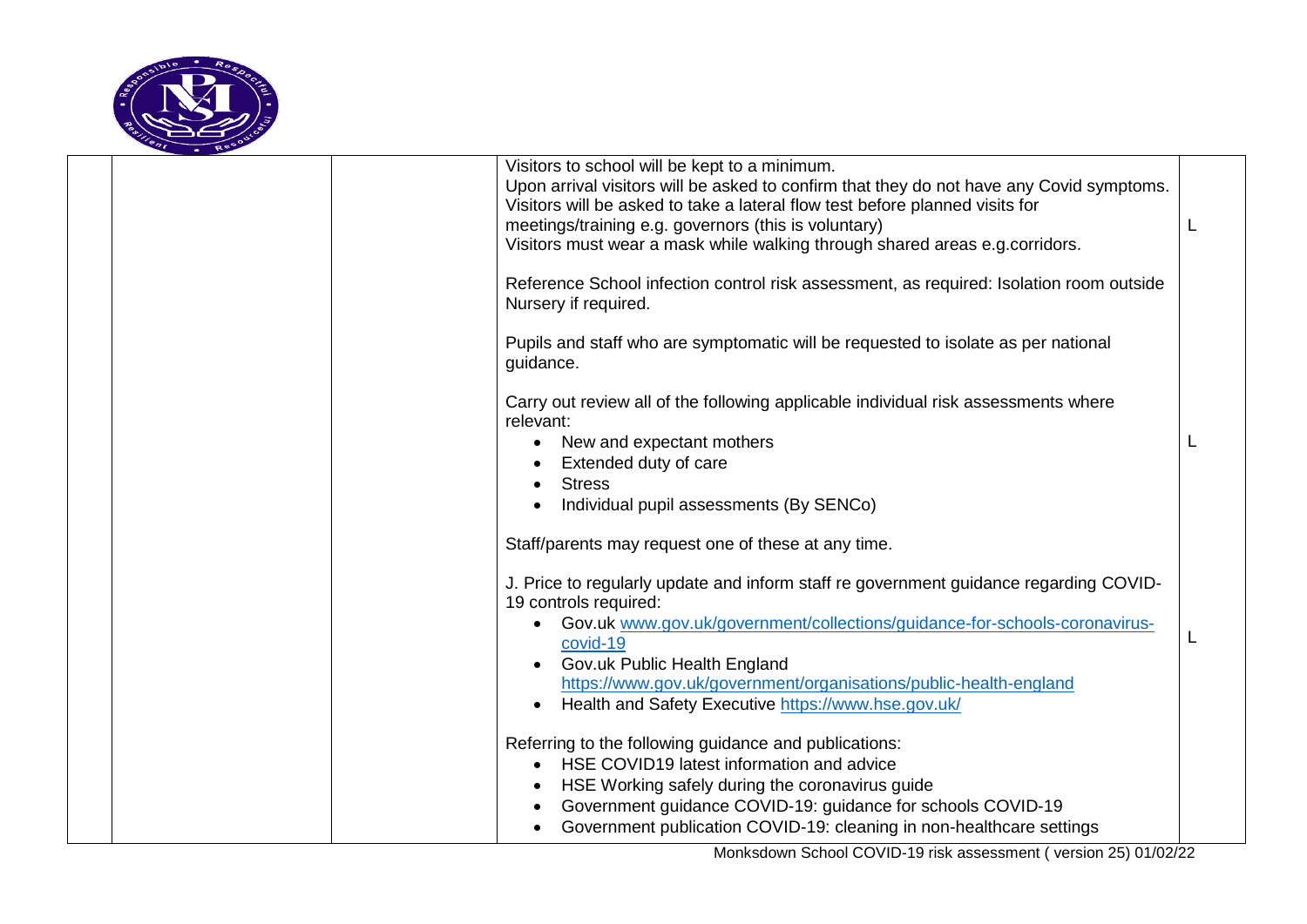| | | | |
|---|---|---|---|
| | | Visitors to school will be kept to a minimum.<br>Upon arrival visitors will be asked to confirm that they do not have any Covid symptoms.<br>Visitors will be asked to take a lateral flow test before planned visits for meetings/training e.g. governors (this is voluntary)<br>Visitors must wear a mask while walking through shared areas e.g.corridors.<br><br>Reference School infection control risk assessment, as required: Isolation room outside Nursery if required.<br><br>Pupils and staff who are symptomatic will be requested to isolate as per national guidance. | L |
| | | Carry out review all of the following applicable individual risk assessments where relevant:<br>• New and expectant mothers<br>• Extended duty of care<br>• Stress<br>• Individual pupil assessments (By SENCo)<br><br>Staff/parents may request one of these at any time. | L |
| | | J. Price to regularly update and inform staff re government guidance regarding COVID-19 controls required:<br>• Gov.uk www.gov.uk/government/collections/guidance-for-schools-coronavirus-covid-19<br>• Gov.uk Public Health England https://www.gov.uk/government/organisations/public-health-england<br>• Health and Safety Executive https://www.hse.gov.uk/<br><br>Referring to the following guidance and publications:<br>• HSE COVID19 latest information and advice<br>• HSE Working safely during the coronavirus guide<br>• Government guidance COVID-19: guidance for schools COVID-19<br>• Government publication COVID-19: cleaning in non-healthcare settings | L |

Monksdown School COVID-19 risk assessment ( version 25) 01/02/22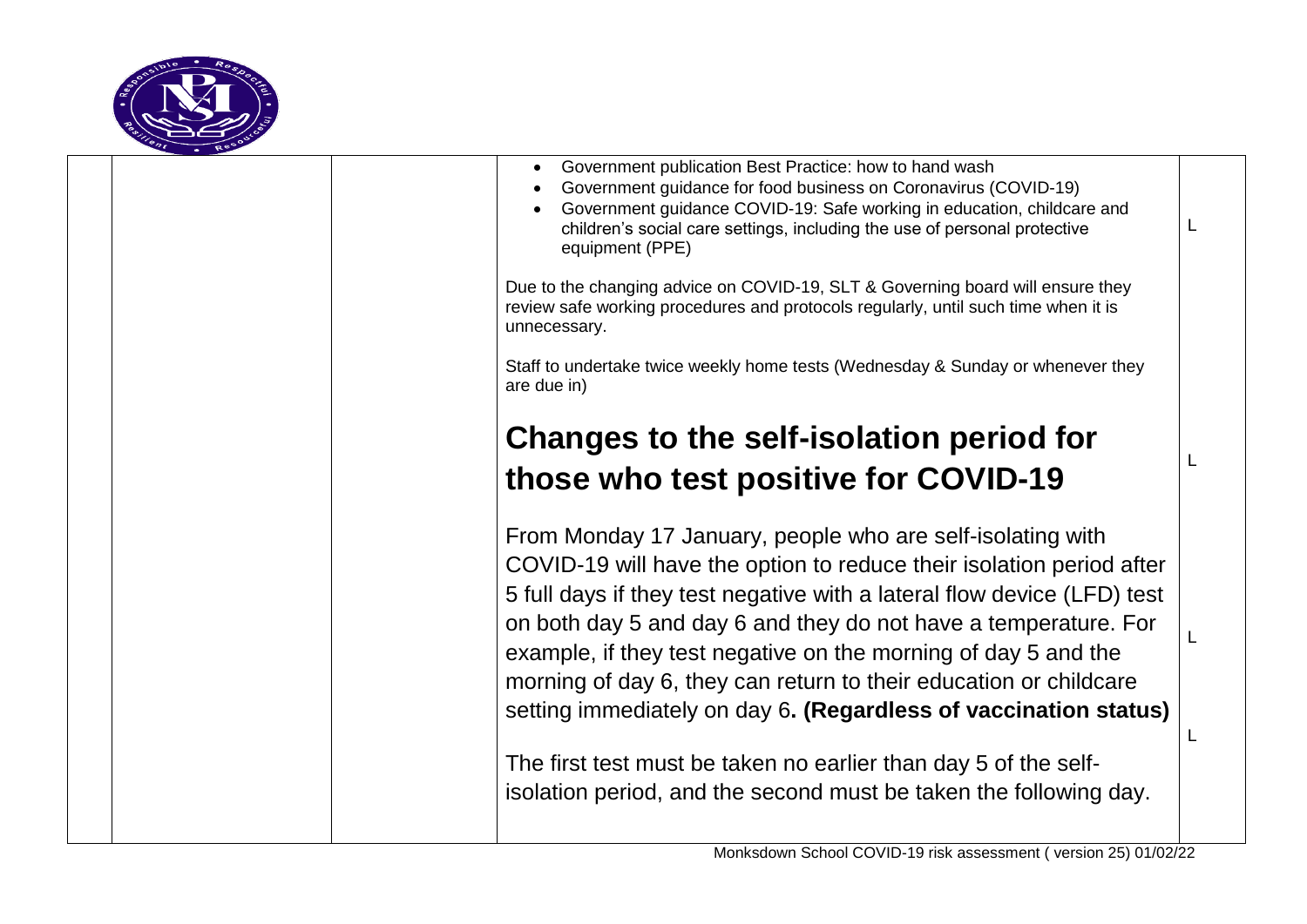| | | | |
|---|---|---|---|
| | | • Government publication Best Practice: how to hand wash<br>• Government guidance for food business on Coronavirus (COVID-19)<br>• Government guidance COVID-19: Safe working in education, childcare and children's social care settings, including the use of personal protective equipment (PPE)<br><br>Due to the changing advice on COVID-19, SLT & Governing board will ensure they review safe working procedures and protocols regularly, until such time when it is unnecessary.<br><br>Staff to undertake twice weekly home tests (Wednesday & Sunday or whenever they are due in)<br><br>**Changes to the self-isolation period for those who test positive for COVID-19**<br><br>From Monday 17 January, people who are self-isolating with COVID-19 will have the option to reduce their isolation period after 5 full days if they test negative with a lateral flow device (LFD) test on both day 5 and day 6 and they do not have a temperature. For example, if they test negative on the morning of day 5 and the morning of day 6, they can return to their education or childcare setting immediately on day 6**. (Regardless of vaccination status)**<br><br>The first test must be taken no earlier than day 5 of the self-isolation period, and the second must be taken the following day. | L<br><br>L<br><br>L<br><br>L |

Monksdown School COVID-19 risk assessment ( version 25) 01/02/22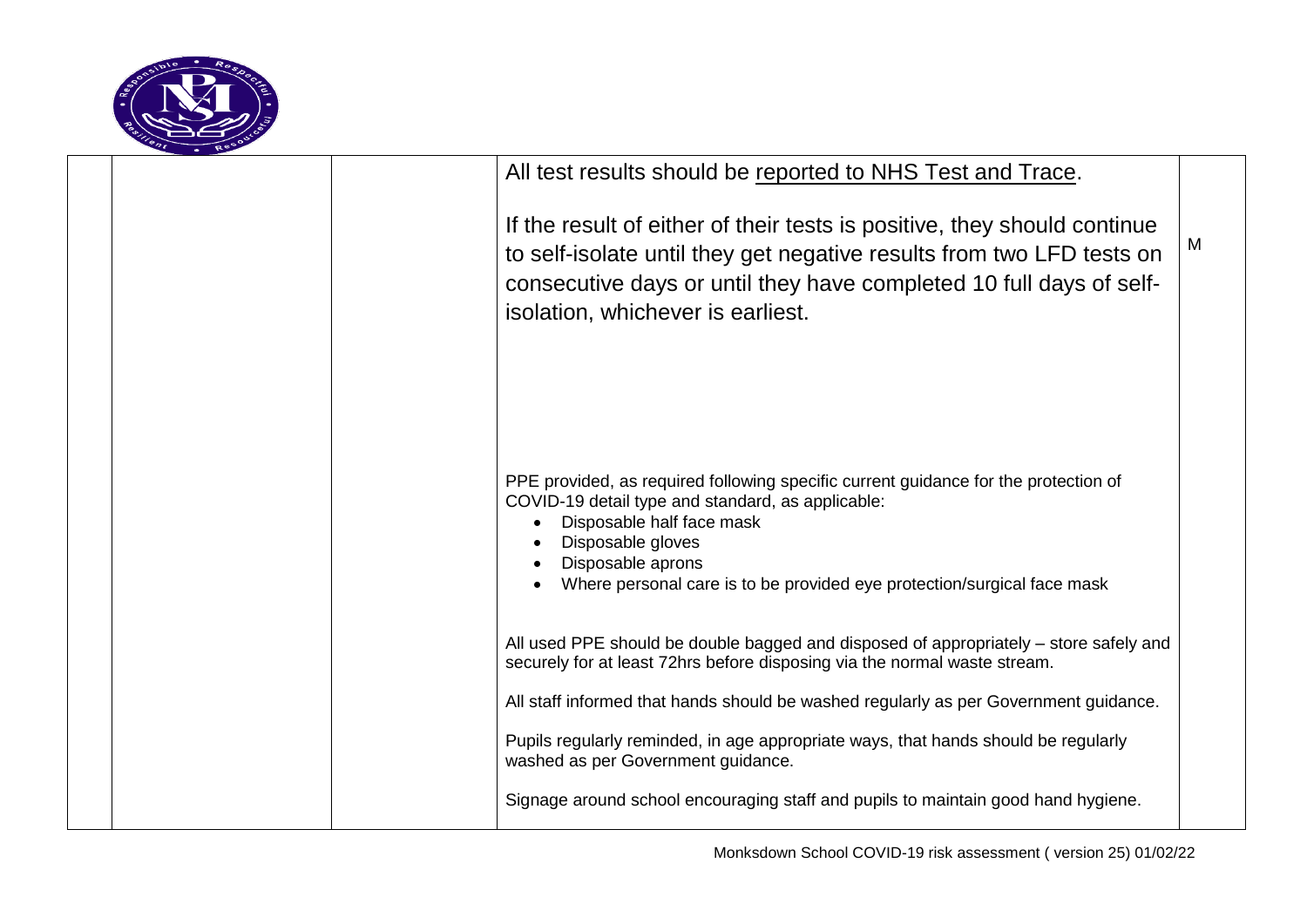| | | | | |
|---|---|---|---|---|
| | | | All test results should be reported to NHS Test and Trace.<br><br>If the result of either of their tests is positive, they should continue to self-isolate until they get negative results from two LFD tests on consecutive days or until they have completed 10 full days of self-isolation, whichever is earliest.<br><br>PPE provided, as required following specific current guidance for the protection of COVID-19 detail type and standard, as applicable:<br>• Disposable half face mask<br>• Disposable gloves<br>• Disposable aprons<br>• Where personal care is to be provided eye protection/surgical face mask<br><br>All used PPE should be double bagged and disposed of appropriately – store safely and securely for at least 72hrs before disposing via the normal waste stream.<br><br>All staff informed that hands should be washed regularly as per Government guidance.<br><br>Pupils regularly reminded, in age appropriate ways, that hands should be regularly washed as per Government guidance.<br><br>Signage around school encouraging staff and pupils to maintain good hand hygiene. | M |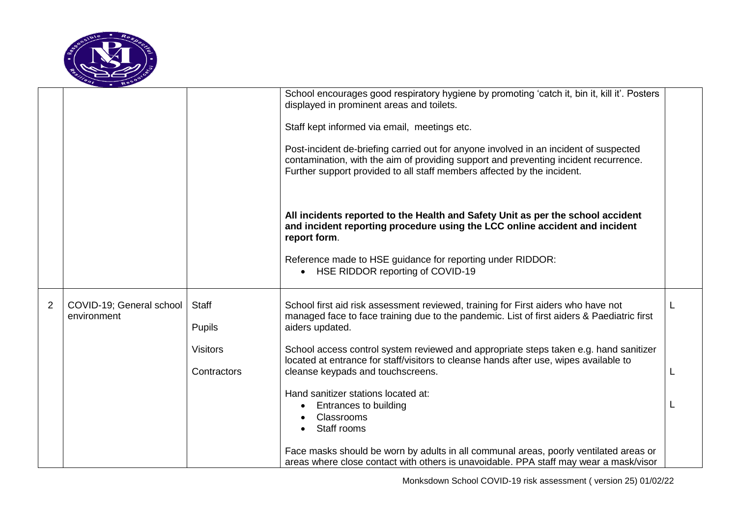|   |   |   |   |   |
|---|---|---|---|---|
|   |   |   | School encourages good respiratory hygiene by promoting 'catch it, bin it, kill it'. Posters displayed in prominent areas and toilets.<br><br>Staff kept informed via email, meetings etc.<br><br>Post-incident de-briefing carried out for anyone involved in an incident of suspected contamination, with the aim of providing support and preventing incident recurrence. Further support provided to all staff members affected by the incident.<br><br>**All incidents reported to the Health and Safety Unit as per the school accident and incident reporting procedure using the LCC online accident and incident report form**.<br><br>Reference made to HSE guidance for reporting under RIDDOR:<br>• HSE RIDDOR reporting of COVID-19 |   |
| 2 | COVID-19; General school environment | Staff<br><br>Pupils<br><br>Visitors<br><br>Contractors | School first aid risk assessment reviewed, training for First aiders who have not managed face to face training due to the pandemic. List of first aiders & Paediatric first aiders updated.<br><br>School access control system reviewed and appropriate steps taken e.g. hand sanitizer located at entrance for staff/visitors to cleanse hands after use, wipes available to cleanse keypads and touchscreens.<br><br>Hand sanitizer stations located at:<br>• Entrances to building<br>• Classrooms<br>• Staff rooms<br><br>Face masks should be worn by adults in all communal areas, poorly ventilated areas or areas where close contact with others is unavoidable. PPA staff may wear a mask/visor | L<br><br>L<br><br>L |

Monksdown School COVID-19 risk assessment ( version 25) 01/02/22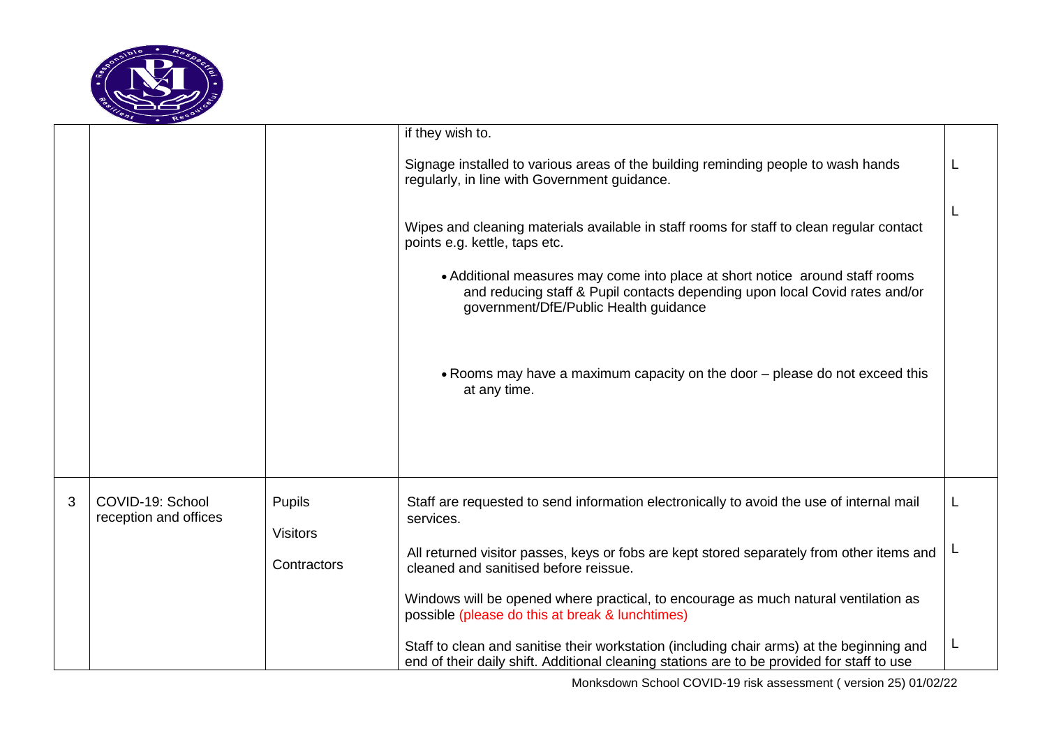|  |  |  |  |  |
|---|---|---|---|---|
|  |  |  | if they wish to.<br><br>Signage installed to various areas of the building reminding people to wash hands regularly, in line with Government guidance.<br><br>Wipes and cleaning materials available in staff rooms for staff to clean regular contact points e.g. kettle, taps etc.<br><br>• Additional measures may come into place at short notice around staff rooms and reducing staff & Pupil contacts depending upon local Covid rates and/or government/DfE/Public Health guidance<br><br>• Rooms may have a maximum capacity on the door – please do not exceed this at any time. | L<br><br>L |
| 3 | COVID-19: School reception and offices | Pupils<br><br>Visitors<br><br>Contractors | Staff are requested to send information electronically to avoid the use of internal mail services.<br><br>All returned visitor passes, keys or fobs are kept stored separately from other items and cleaned and sanitised before reissue.<br><br>Windows will be opened where practical, to encourage as much natural ventilation as possible (please do this at break & lunchtimes)<br><br>Staff to clean and sanitise their workstation (including chair arms) at the beginning and end of their daily shift. Additional cleaning stations are to be provided for staff to use | L<br><br>L<br><br>L |

Monksdown School COVID-19 risk assessment ( version 25) 01/02/22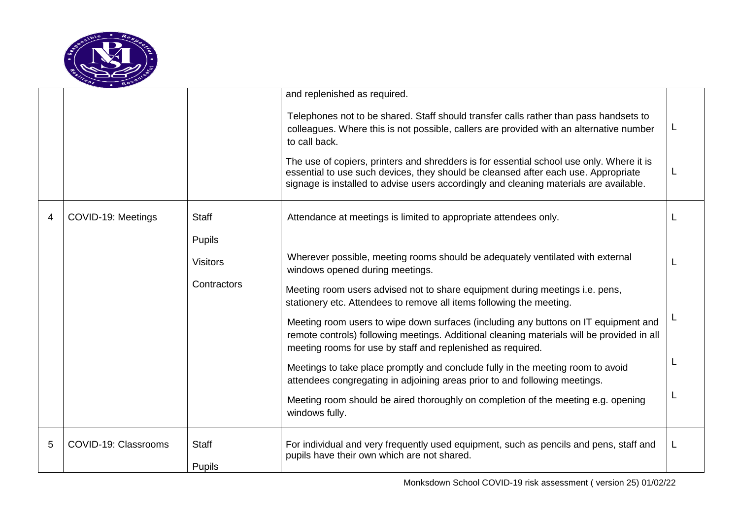| | | | | |
|---|---|---|---|---|
| | | | and replenished as required.<br><br>Telephones not to be shared. Staff should transfer calls rather than pass handsets to colleagues. Where this is not possible, callers are provided with an alternative number to call back.<br><br>The use of copiers, printers and shredders is for essential school use only. Where it is essential to use such devices, they should be cleansed after each use. Appropriate signage is installed to advise users accordingly and cleaning materials are available. | L<br><br>L |
| 4 | COVID-19: Meetings | Staff<br><br>Pupils<br><br>Visitors<br><br>Contractors | Attendance at meetings is limited to appropriate attendees only.<br><br>Wherever possible, meeting rooms should be adequately ventilated with external windows opened during meetings.<br><br>Meeting room users advised not to share equipment during meetings i.e. pens, stationery etc. Attendees to remove all items following the meeting.<br><br>Meeting room users to wipe down surfaces (including any buttons on IT equipment and remote controls) following meetings. Additional cleaning materials will be provided in all meeting rooms for use by staff and replenished as required.<br><br>Meetings to take place promptly and conclude fully in the meeting room to avoid attendees congregating in adjoining areas prior to and following meetings.<br><br>Meeting room should be aired thoroughly on completion of the meeting e.g. opening windows fully. | L<br><br>L<br><br>L<br><br>L<br><br>L |
| 5 | COVID-19: Classrooms | Staff<br><br>Pupils | For individual and very frequently used equipment, such as pencils and pens, staff and pupils have their own which are not shared. | L |

Monksdown School COVID-19 risk assessment ( version 25) 01/02/22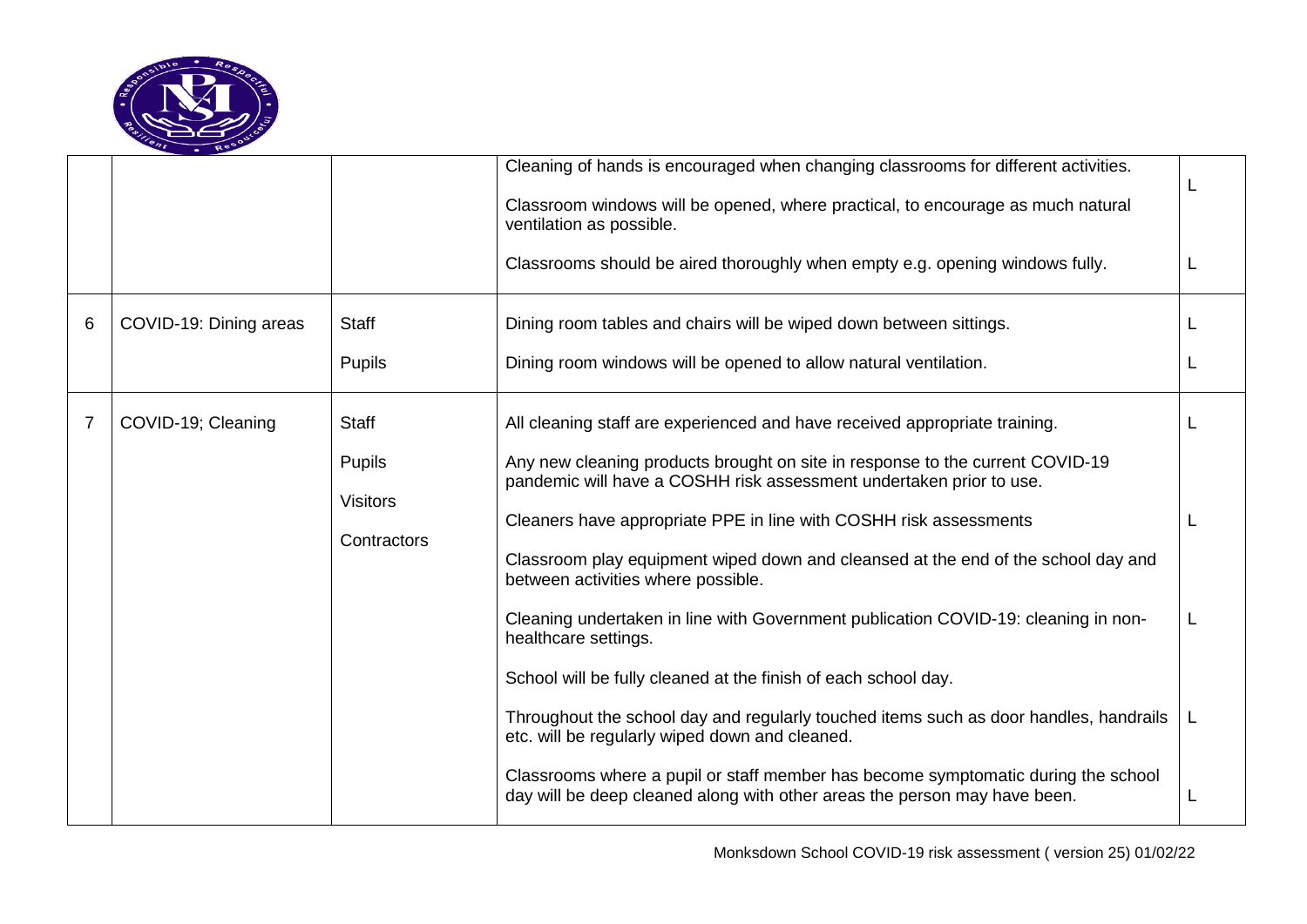| | | | | |
|---|---|---|---|---|
| | | | Cleaning of hands is encouraged when changing classrooms for different activities.<br><br>Classroom windows will be opened, where practical, to encourage as much natural ventilation as possible.<br><br>Classrooms should be aired thoroughly when empty e.g. opening windows fully. | L<br><br><br><br>L |
| 6 | COVID-19: Dining areas | Staff<br><br>Pupils | Dining room tables and chairs will be wiped down between sittings.<br><br>Dining room windows will be opened to allow natural ventilation. | L<br><br>L |
| 7 | COVID-19; Cleaning | Staff<br><br>Pupils<br><br>Visitors<br><br>Contractors | All cleaning staff are experienced and have received appropriate training.<br><br>Any new cleaning products brought on site in response to the current COVID-19 pandemic will have a COSHH risk assessment undertaken prior to use.<br><br>Cleaners have appropriate PPE in line with COSHH risk assessments<br><br>Classroom play equipment wiped down and cleansed at the end of the school day and between activities where possible.<br><br>Cleaning undertaken in line with Government publication COVID-19: cleaning in non-healthcare settings.<br><br>School will be fully cleaned at the finish of each school day.<br><br>Throughout the school day and regularly touched items such as door handles, handrails etc. will be regularly wiped down and cleaned.<br><br>Classrooms where a pupil or staff member has become symptomatic during the school day will be deep cleaned along with other areas the person may have been. | L<br><br><br><br>L<br><br><br><br>L<br><br><br><br>L<br><br><br><br>L |

Monksdown School COVID-19 risk assessment ( version 25) 01/02/22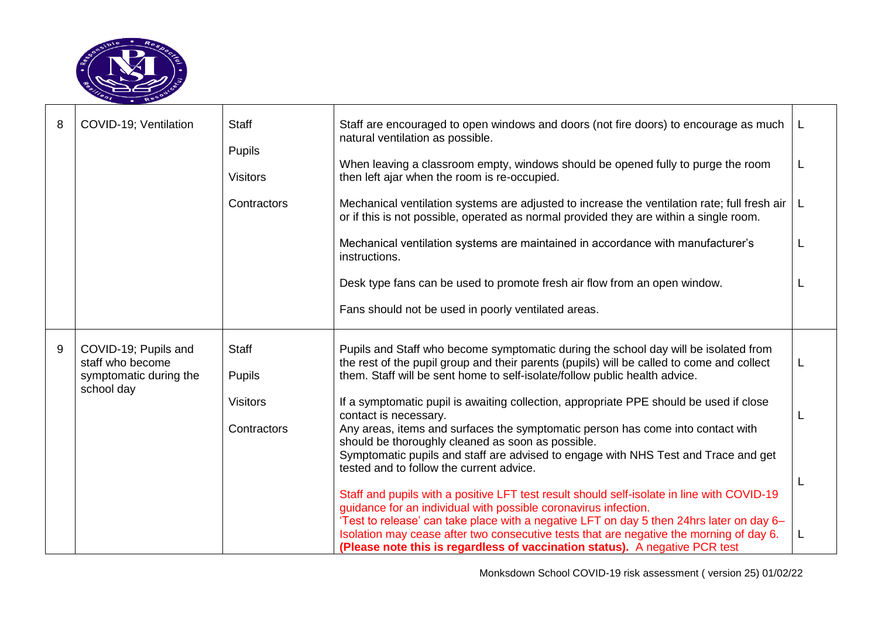| 8 | COVID-19; Ventilation | Staff<br><br>Pupils<br><br>Visitors<br><br>Contractors | Staff are encouraged to open windows and doors (not fire doors) to encourage as much natural ventilation as possible.<br><br>When leaving a classroom empty, windows should be opened fully to purge the room then left ajar when the room is re-occupied.<br><br>Mechanical ventilation systems are adjusted to increase the ventilation rate; full fresh air or if this is not possible, operated as normal provided they are within a single room.<br><br>Mechanical ventilation systems are maintained in accordance with manufacturer's instructions.<br><br>Desk type fans can be used to promote fresh air flow from an open window.<br><br>Fans should not be used in poorly ventilated areas. | L<br><br>L<br><br>L<br><br>L<br><br>L |
|---|---|---|---|---|
| 9 | COVID-19; Pupils and staff who become symptomatic during the school day | Staff<br><br>Pupils<br><br>Visitors<br><br>Contractors | Pupils and Staff who become symptomatic during the school day will be isolated from the rest of the pupil group and their parents (pupils) will be called to come and collect them. Staff will be sent home to self-isolate/follow public health advice.<br><br>If a symptomatic pupil is awaiting collection, appropriate PPE should be used if close contact is necessary.<br>Any areas, items and surfaces the symptomatic person has come into contact with should be thoroughly cleaned as soon as possible.<br>Symptomatic pupils and staff are advised to engage with NHS Test and Trace and get tested and to follow the current advice.<br><br>Staff and pupils with a positive LFT test result should self-isolate in line with COVID-19 guidance for an individual with possible coronavirus infection.<br>'Test to release' can take place with a negative LFT on day 5 then 24hrs later on day 6– Isolation may cease after two consecutive tests that are negative the morning of day 6. **(Please note this is regardless of vaccination status).** A negative PCR test | L<br><br>L<br><br>L<br><br>L |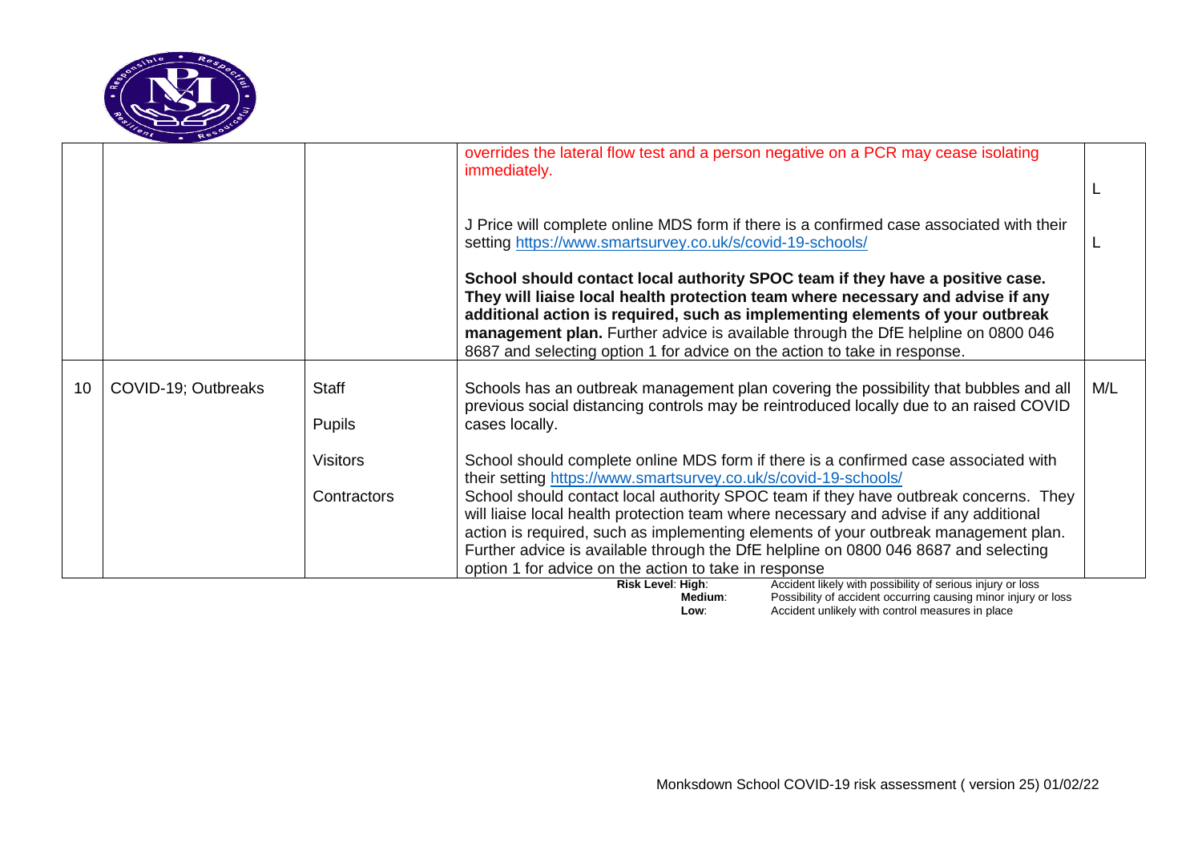| | | | | |
|---|---|---|---|---|
| | | | overrides the lateral flow test and a person negative on a PCR may cease isolating immediately. | L |
| | | | J Price will complete online MDS form if there is a confirmed case associated with their setting https://www.smartsurvey.co.uk/s/covid-19-schools/ | L |
| | | | **School should contact local authority SPOC team if they have a positive case. They will liaise local health protection team where necessary and advise if any additional action is required, such as implementing elements of your outbreak management plan.** Further advice is available through the DfE helpline on 0800 046 8687 and selecting option 1 for advice on the action to take in response. | |
| 10 | COVID-19; Outbreaks | Staff<br><br>Pupils<br><br>Visitors<br><br>Contractors | Schools has an outbreak management plan covering the possibility that bubbles and all previous social distancing controls may be reintroduced locally due to an raised COVID cases locally.<br><br>School should complete online MDS form if there is a confirmed case associated with their setting https://www.smartsurvey.co.uk/s/covid-19-schools/<br>School should contact local authority SPOC team if they have outbreak concerns. They will liaise local health protection team where necessary and advise if any additional action is required, such as implementing elements of your outbreak management plan. Further advice is available through the DfE helpline on 0800 046 8687 and selecting option 1 for advice on the action to take in response | M/L |

**Risk Level**: **High**: Accident likely with possibility of serious injury or loss
**Medium**: Possibility of accident occurring causing minor injury or loss
**Low**: Accident unlikely with control measures in place

Monksdown School COVID-19 risk assessment ( version 25) 01/02/22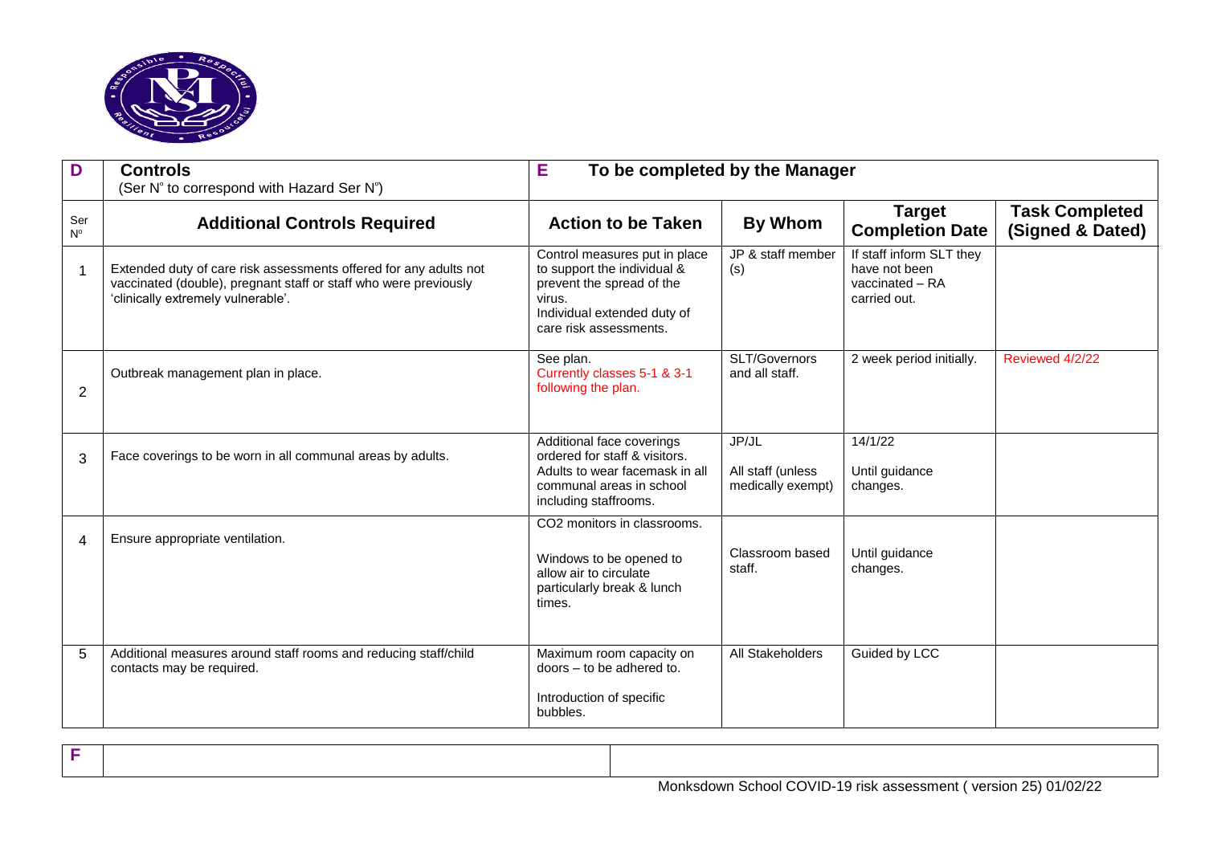| D | **Controls**<br>(Ser N° to correspond with Hazard Ser N°) | E | **To be completed by the Manager** | | |
|---|---|---|---|---|---|
| Ser N° | **Additional Controls Required** | **Action to be Taken** | **By Whom** | **Target Completion Date** | **Task Completed (Signed & Dated)** |
| 1 | Extended duty of care risk assessments offered for any adults not vaccinated (double), pregnant staff or staff who were previously 'clinically extremely vulnerable'. | Control measures put in place to support the individual & prevent the spread of the virus.<br>Individual extended duty of care risk assessments. | JP & staff member (s) | If staff inform SLT they have not been vaccinated – RA carried out. | |
| 2 | Outbreak management plan in place. | See plan.<br>Currently classes 5-1 & 3-1 following the plan. | SLT/Governors and all staff. | 2 week period initially. | Reviewed 4/2/22 |
| 3 | Face coverings to be worn in all communal areas by adults. | Additional face coverings ordered for staff & visitors.<br>Adults to wear facemask in all communal areas in school including staffrooms. | JP/JL<br><br>All staff (unless medically exempt) | 14/1/22<br><br>Until guidance changes. | |
| 4 | Ensure appropriate ventilation. | CO2 monitors in classrooms.<br><br>Windows to be opened to allow air to circulate particularly break & lunch times. | Classroom based staff. | Until guidance changes. | |
| 5 | Additional measures around staff rooms and reducing staff/child contacts may be required. | Maximum room capacity on doors – to be adhered to.<br><br>Introduction of specific bubbles. | All Stakeholders | Guided by LCC | |

| F | | |
|---|---|---|

Monksdown School COVID-19 risk assessment ( version 25) 01/02/22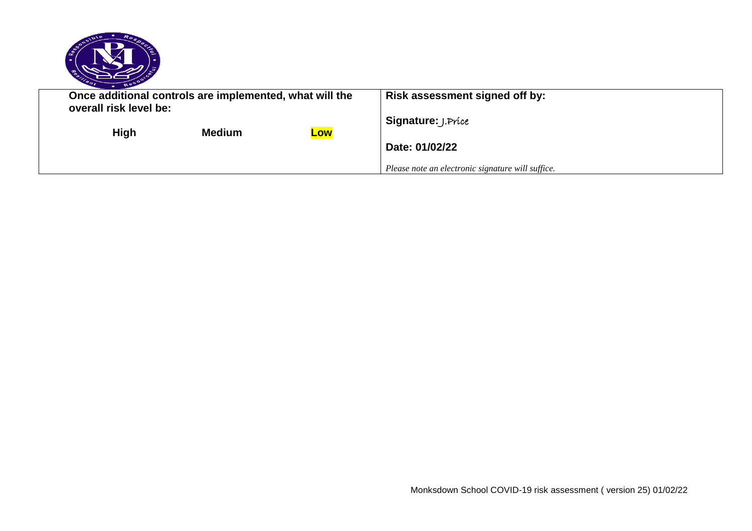| Once additional controls are implemented, what will the overall risk level be: | Risk assessment signed off by: |
| --- | --- |
| High Medium **Low** | Signature: J.Price<br><br>Date: 01/02/22<br><br>*Please note an electronic signature will suffice.* |